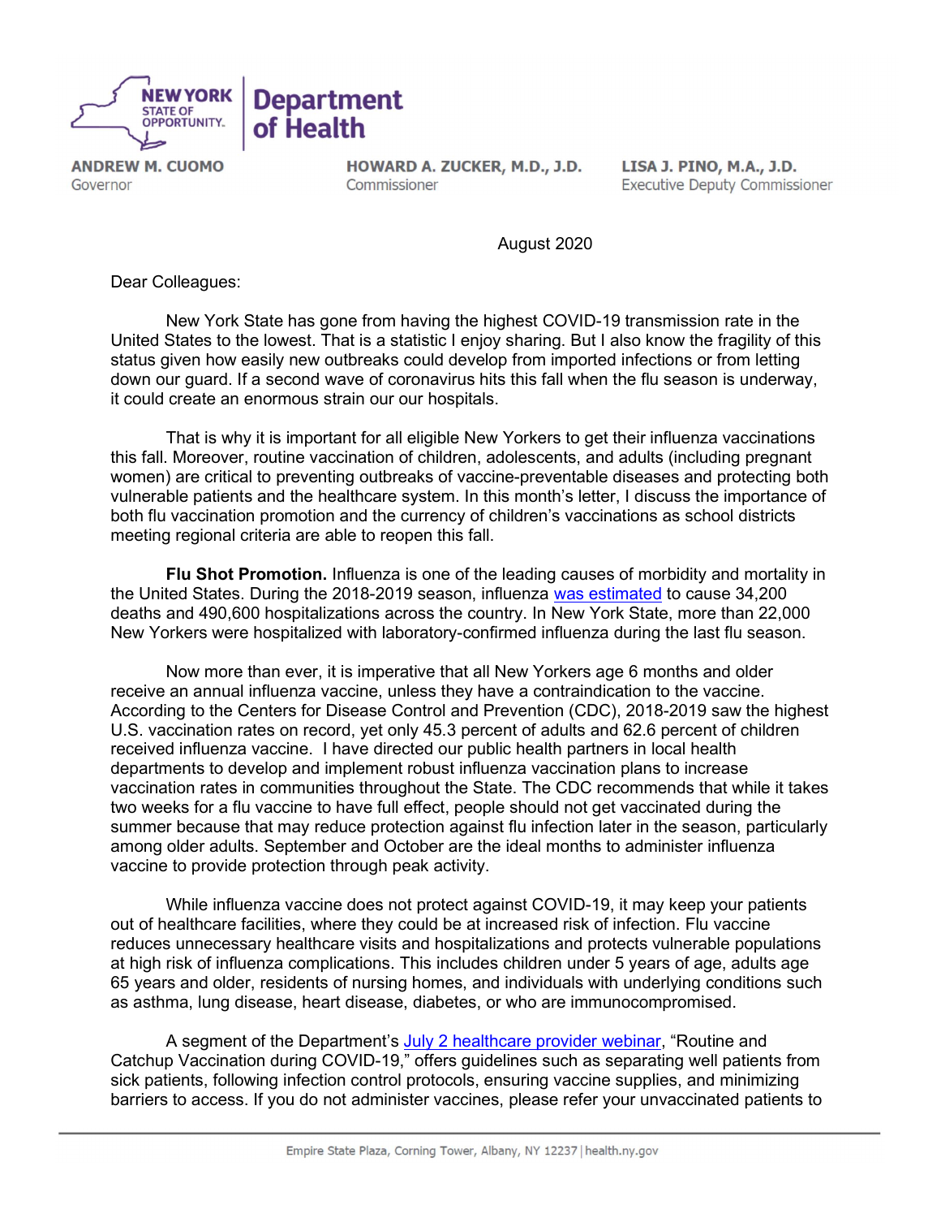**NEW YORK STATE OF OPPORTUNITY** | **Department of Health**

**ANDREW M. CUOMO**
Governor

**HOWARD A. ZUCKER, M.D., J.D.**
Commissioner

**LISA J. PINO, M.A., J.D.**
Executive Deputy Commissioner

August 2020

Dear Colleagues:

New York State has gone from having the highest COVID-19 transmission rate in the United States to the lowest. That is a statistic I enjoy sharing. But I also know the fragility of this status given how easily new outbreaks could develop from imported infections or from letting down our guard. If a second wave of coronavirus hits this fall when the flu season is underway, it could create an enormous strain our our hospitals.

That is why it is important for all eligible New Yorkers to get their influenza vaccinations this fall. Moreover, routine vaccination of children, adolescents, and adults (including pregnant women) are critical to preventing outbreaks of vaccine-preventable diseases and protecting both vulnerable patients and the healthcare system. In this month's letter, I discuss the importance of both flu vaccination promotion and the currency of children's vaccinations as school districts meeting regional criteria are able to reopen this fall.

**Flu Shot Promotion.** Influenza is one of the leading causes of morbidity and mortality in the United States. During the 2018-2019 season, influenza was estimated to cause 34,200 deaths and 490,600 hospitalizations across the country. In New York State, more than 22,000 New Yorkers were hospitalized with laboratory-confirmed influenza during the last flu season.

Now more than ever, it is imperative that all New Yorkers age 6 months and older receive an annual influenza vaccine, unless they have a contraindication to the vaccine. According to the Centers for Disease Control and Prevention (CDC), 2018-2019 saw the highest U.S. vaccination rates on record, yet only 45.3 percent of adults and 62.6 percent of children received influenza vaccine. I have directed our public health partners in local health departments to develop and implement robust influenza vaccination plans to increase vaccination rates in communities throughout the State. The CDC recommends that while it takes two weeks for a flu vaccine to have full effect, people should not get vaccinated during the summer because that may reduce protection against flu infection later in the season, particularly among older adults. September and October are the ideal months to administer influenza vaccine to provide protection through peak activity.

While influenza vaccine does not protect against COVID-19, it may keep your patients out of healthcare facilities, where they could be at increased risk of infection. Flu vaccine reduces unnecessary healthcare visits and hospitalizations and protects vulnerable populations at high risk of influenza complications. This includes children under 5 years of age, adults age 65 years and older, residents of nursing homes, and individuals with underlying conditions such as asthma, lung disease, heart disease, diabetes, or who are immunocompromised.

A segment of the Department's July 2 healthcare provider webinar, "Routine and Catchup Vaccination during COVID-19," offers guidelines such as separating well patients from sick patients, following infection control protocols, ensuring vaccine supplies, and minimizing barriers to access. If you do not administer vaccines, please refer your unvaccinated patients to

Empire State Plaza, Corning Tower, Albany, NY 12237 | health.ny.gov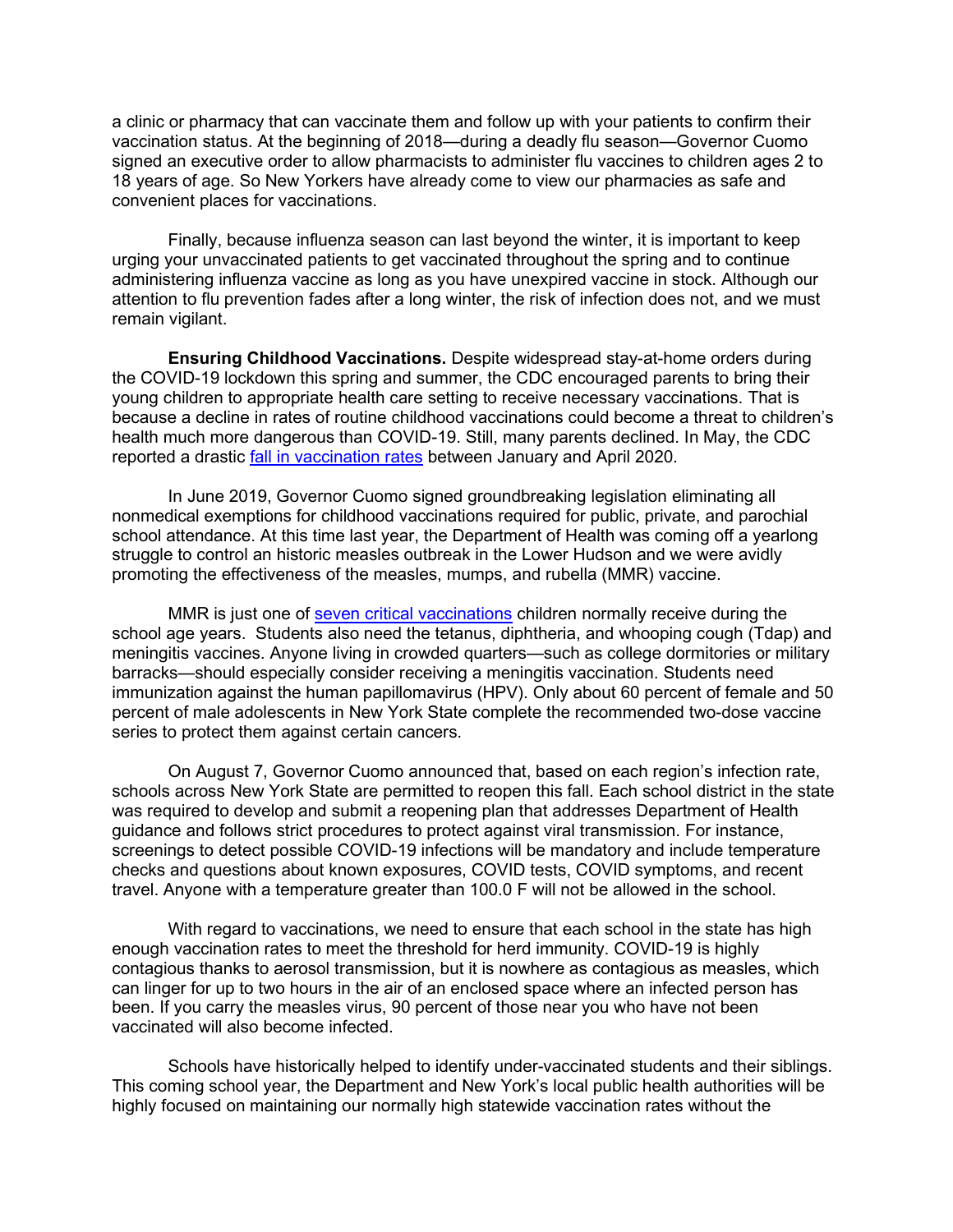a clinic or pharmacy that can vaccinate them and follow up with your patients to confirm their vaccination status. At the beginning of 2018—during a deadly flu season—Governor Cuomo signed an executive order to allow pharmacists to administer flu vaccines to children ages 2 to 18 years of age. So New Yorkers have already come to view our pharmacies as safe and convenient places for vaccinations.

Finally, because influenza season can last beyond the winter, it is important to keep urging your unvaccinated patients to get vaccinated throughout the spring and to continue administering influenza vaccine as long as you have unexpired vaccine in stock. Although our attention to flu prevention fades after a long winter, the risk of infection does not, and we must remain vigilant.

**Ensuring Childhood Vaccinations.** Despite widespread stay-at-home orders during the COVID-19 lockdown this spring and summer, the CDC encouraged parents to bring their young children to appropriate health care setting to receive necessary vaccinations. That is because a decline in rates of routine childhood vaccinations could become a threat to children's health much more dangerous than COVID-19. Still, many parents declined. In May, the CDC reported a drastic [fall in vaccination rates](#) between January and April 2020.

In June 2019, Governor Cuomo signed groundbreaking legislation eliminating all nonmedical exemptions for childhood vaccinations required for public, private, and parochial school attendance. At this time last year, the Department of Health was coming off a yearlong struggle to control an historic measles outbreak in the Lower Hudson and we were avidly promoting the effectiveness of the measles, mumps, and rubella (MMR) vaccine.

MMR is just one of [seven critical vaccinations](#) children normally receive during the school age years. Students also need the tetanus, diphtheria, and whooping cough (Tdap) and meningitis vaccines. Anyone living in crowded quarters—such as college dormitories or military barracks—should especially consider receiving a meningitis vaccination. Students need immunization against the human papillomavirus (HPV). Only about 60 percent of female and 50 percent of male adolescents in New York State complete the recommended two-dose vaccine series to protect them against certain cancers.

On August 7, Governor Cuomo announced that, based on each region's infection rate, schools across New York State are permitted to reopen this fall. Each school district in the state was required to develop and submit a reopening plan that addresses Department of Health guidance and follows strict procedures to protect against viral transmission. For instance, screenings to detect possible COVID-19 infections will be mandatory and include temperature checks and questions about known exposures, COVID tests, COVID symptoms, and recent travel. Anyone with a temperature greater than 100.0 F will not be allowed in the school.

With regard to vaccinations, we need to ensure that each school in the state has high enough vaccination rates to meet the threshold for herd immunity. COVID-19 is highly contagious thanks to aerosol transmission, but it is nowhere as contagious as measles, which can linger for up to two hours in the air of an enclosed space where an infected person has been. If you carry the measles virus, 90 percent of those near you who have not been vaccinated will also become infected.

Schools have historically helped to identify under-vaccinated students and their siblings. This coming school year, the Department and New York's local public health authorities will be highly focused on maintaining our normally high statewide vaccination rates without the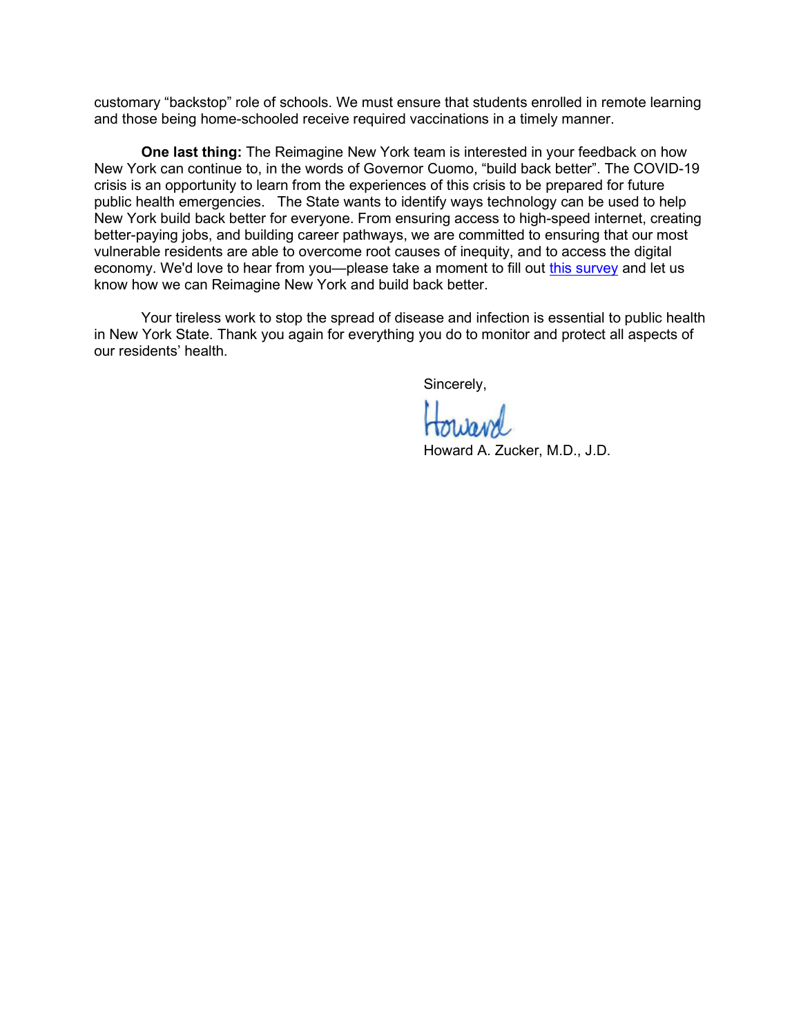customary "backstop" role of schools. We must ensure that students enrolled in remote learning and those being home-schooled receive required vaccinations in a timely manner.

**One last thing:** The Reimagine New York team is interested in your feedback on how New York can continue to, in the words of Governor Cuomo, "build back better". The COVID-19 crisis is an opportunity to learn from the experiences of this crisis to be prepared for future public health emergencies. The State wants to identify ways technology can be used to help New York build back better for everyone. From ensuring access to high-speed internet, creating better-paying jobs, and building career pathways, we are committed to ensuring that our most vulnerable residents are able to overcome root causes of inequity, and to access the digital economy. We'd love to hear from you—please take a moment to fill out this survey and let us know how we can Reimagine New York and build back better.

Your tireless work to stop the spread of disease and infection is essential to public health in New York State. Thank you again for everything you do to monitor and protect all aspects of our residents' health.

Sincerely,

Howard

Howard A. Zucker, M.D., J.D.